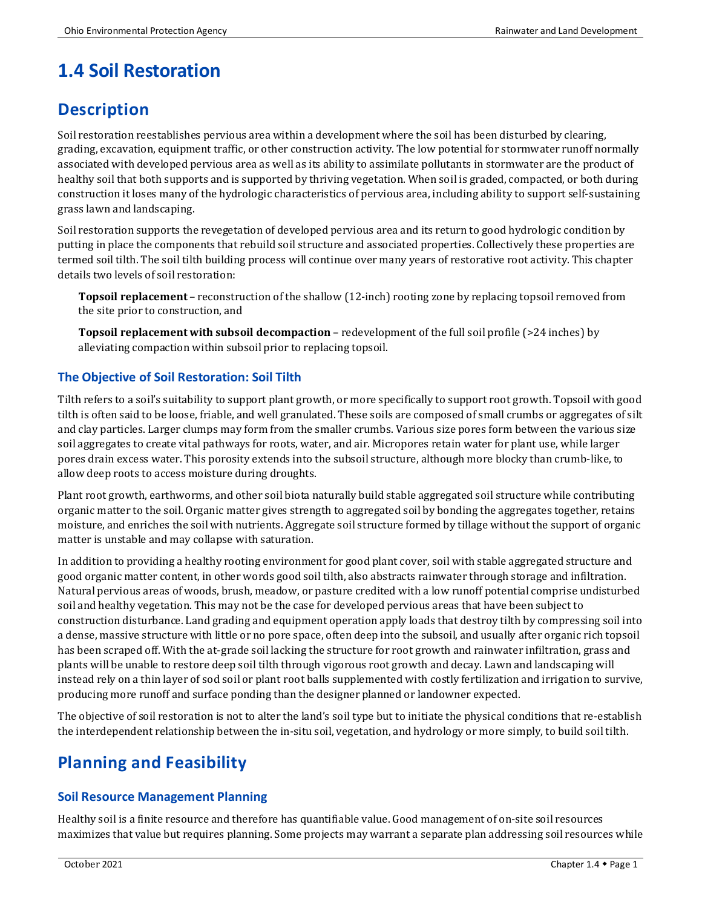# 1.4 Soil Restoration

## Description

Soil restoration reestablishes pervious area within a development where the soil has been disturbed by clearing, grading, excavation, equipment traffic, or other construction activity. The low potential for stormwater runoff normally associated with developed pervious area as well as its ability to assimilate pollutants in stormwater are the product of healthy soil that both supports and is supported by thriving vegetation. When soil is graded, compacted, or both during construction it loses many of the hydrologic characteristics of pervious area, including ability to support self-sustaining grass lawn and landscaping.

Soil restoration supports the revegetation of developed pervious area and its return to good hydrologic condition by putting in place the components that rebuild soil structure and associated properties. Collectively these properties are termed soil tilth. The soil tilth building process will continue over many years of restorative root activity. This chapter details two levels of soil restoration:

**Topsoil replacement** – reconstruction of the shallow (12-inch) rooting zone by replacing topsoil removed from the site prior to construction, and

**Topsoil replacement with subsoil decompaction** – redevelopment of the full soil profile (>24 inches) by alleviating compaction within subsoil prior to replacing topsoil.

### The Objective of Soil Restoration: Soil Tilth

Tilth refers to a soil's suitability to support plant growth, or more specifically to support root growth. Topsoil with good tilth is often said to be loose, friable, and well granulated. These soils are composed of small crumbs or aggregates of silt and clay particles. Larger clumps may form from the smaller crumbs. Various size pores form between the various size soil aggregates to create vital pathways for roots, water, and air. Micropores retain water for plant use, while larger pores drain excess water. This porosity extends into the subsoil structure, although more blocky than crumb-like, to allow deep roots to access moisture during droughts.

Plant root growth, earthworms, and other soil biota naturally build stable aggregated soil structure while contributing organic matter to the soil. Organic matter gives strength to aggregated soil by bonding the aggregates together, retains moisture, and enriches the soil with nutrients. Aggregate soil structure formed by tillage without the support of organic matter is unstable and may collapse with saturation.

In addition to providing a healthy rooting environment for good plant cover, soil with stable aggregated structure and good organic matter content, in other words good soil tilth, also abstracts rainwater through storage and infiltration. Natural pervious areas of woods, brush, meadow, or pasture credited with a low runoff potential comprise undisturbed soil and healthy vegetation. This may not be the case for developed pervious areas that have been subject to construction disturbance. Land grading and equipment operation apply loads that destroy tilth by compressing soil into a dense, massive structure with little or no pore space, often deep into the subsoil, and usually after organic rich topsoil has been scraped off. With the at-grade soil lacking the structure for root growth and rainwater infiltration, grass and plants will be unable to restore deep soil tilth through vigorous root growth and decay. Lawn and landscaping will instead rely on a thin layer of sod soil or plant root balls supplemented with costly fertilization and irrigation to survive, producing more runoff and surface ponding than the designer planned or landowner expected.

The objective of soil restoration is not to alter the land's soil type but to initiate the physical conditions that re-establish the interdependent relationship between the in-situ soil, vegetation, and hydrology or more simply, to build soil tilth.

## Planning and Feasibility

### Soil Resource Management Planning

Healthy soil is a finite resource and therefore has quantifiable value. Good management of on-site soil resources maximizes that value but requires planning. Some projects may warrant a separate plan addressing soil resources while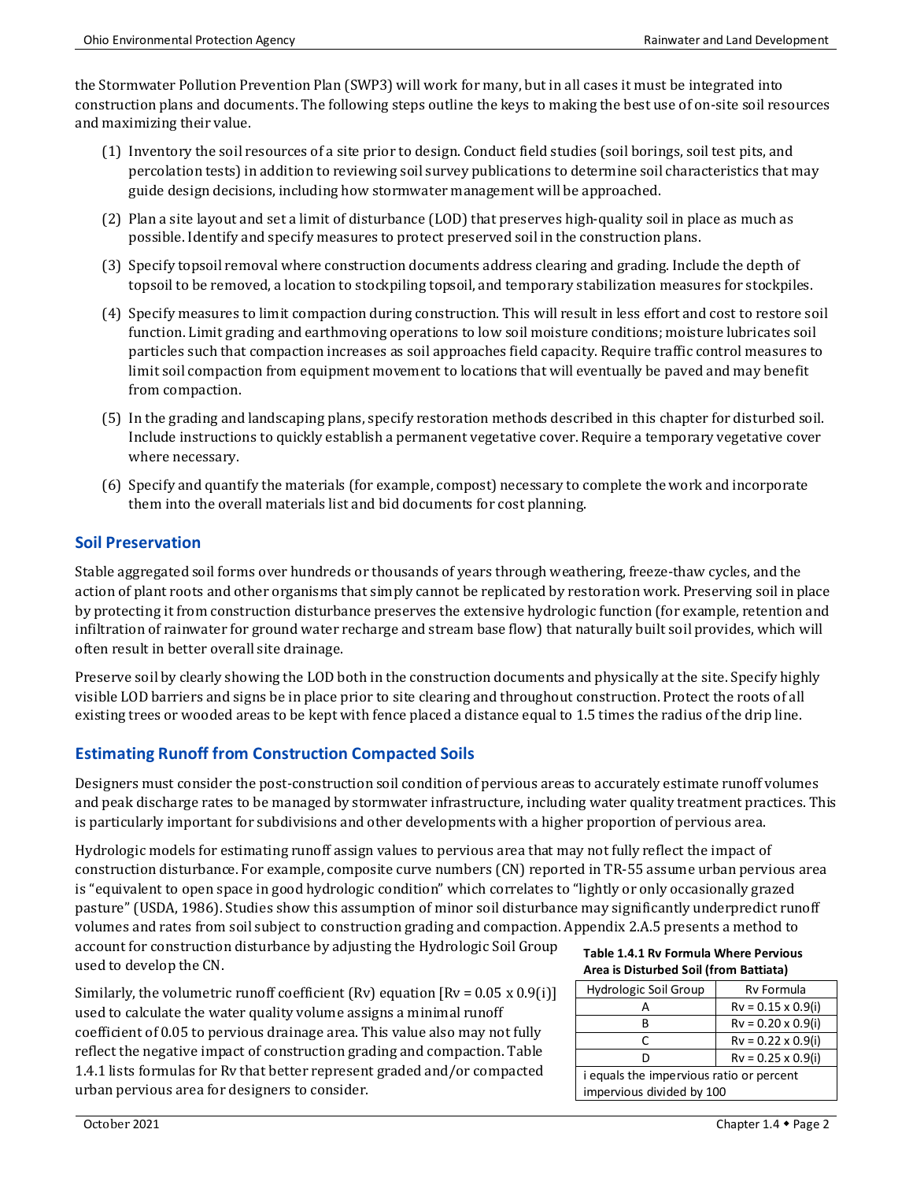the Stormwater Pollution Prevention Plan (SWP3) will work for many, but in all cases it must be integrated into construction plans and documents. The following steps outline the keys to making the best use of on-site soil resources and maximizing their value.

(1) Inventory the soil resources of a site prior to design. Conduct field studies (soil borings, soil test pits, and percolation tests) in addition to reviewing soil survey publications to determine soil characteristics that may guide design decisions, including how stormwater management will be approached.

(2) Plan a site layout and set a limit of disturbance (LOD) that preserves high-quality soil in place as much as possible. Identify and specify measures to protect preserved soil in the construction plans.

(3) Specify topsoil removal where construction documents address clearing and grading. Include the depth of topsoil to be removed, a location to stockpiling topsoil, and temporary stabilization measures for stockpiles.

(4) Specify measures to limit compaction during construction. This will result in less effort and cost to restore soil function. Limit grading and earthmoving operations to low soil moisture conditions; moisture lubricates soil particles such that compaction increases as soil approaches field capacity. Require traffic control measures to limit soil compaction from equipment movement to locations that will eventually be paved and may benefit from compaction.

(5) In the grading and landscaping plans, specify restoration methods described in this chapter for disturbed soil. Include instructions to quickly establish a permanent vegetative cover. Require a temporary vegetative cover where necessary.

(6) Specify and quantify the materials (for example, compost) necessary to complete the work and incorporate them into the overall materials list and bid documents for cost planning.

## Soil Preservation

Stable aggregated soil forms over hundreds or thousands of years through weathering, freeze-thaw cycles, and the action of plant roots and other organisms that simply cannot be replicated by restoration work. Preserving soil in place by protecting it from construction disturbance preserves the extensive hydrologic function (for example, retention and infiltration of rainwater for ground water recharge and stream base flow) that naturally built soil provides, which will often result in better overall site drainage.

Preserve soil by clearly showing the LOD both in the construction documents and physically at the site. Specify highly visible LOD barriers and signs be in place prior to site clearing and throughout construction. Protect the roots of all existing trees or wooded areas to be kept with fence placed a distance equal to 1.5 times the radius of the drip line.

## Estimating Runoff from Construction Compacted Soils

Designers must consider the post-construction soil condition of pervious areas to accurately estimate runoff volumes and peak discharge rates to be managed by stormwater infrastructure, including water quality treatment practices. This is particularly important for subdivisions and other developments with a higher proportion of pervious area.

Hydrologic models for estimating runoff assign values to pervious area that may not fully reflect the impact of construction disturbance. For example, composite curve numbers (CN) reported in TR-55 assume urban pervious area is "equivalent to open space in good hydrologic condition" which correlates to "lightly or only occasionally grazed pasture" (USDA, 1986). Studies show this assumption of minor soil disturbance may significantly underpredict runoff volumes and rates from soil subject to construction grading and compaction. Appendix 2.A.5 presents a method to account for construction disturbance by adjusting the Hydrologic Soil Group used to develop the CN.

Similarly, the volumetric runoff coefficient (Rv) equation [$Rv = 0.05 \times 0.9(i)$] used to calculate the water quality volume assigns a minimal runoff coefficient of 0.05 to pervious drainage area. This value also may not fully reflect the negative impact of construction grading and compaction. Table 1.4.1 lists formulas for Rv that better represent graded and/or compacted urban pervious area for designers to consider.

**Table 1.4.1 Rv Formula Where Pervious Area is Disturbed Soil (from Battiata)**

| Hydrologic Soil Group | Rv Formula |
|---|---|
| A | $Rv = 0.15 \times 0.9(i)$ |
| B | $Rv = 0.20 \times 0.9(i)$ |
| C | $Rv = 0.22 \times 0.9(i)$ |
| D | $Rv = 0.25 \times 0.9(i)$ |
| i equals the impervious ratio or percent impervious divided by 100 | |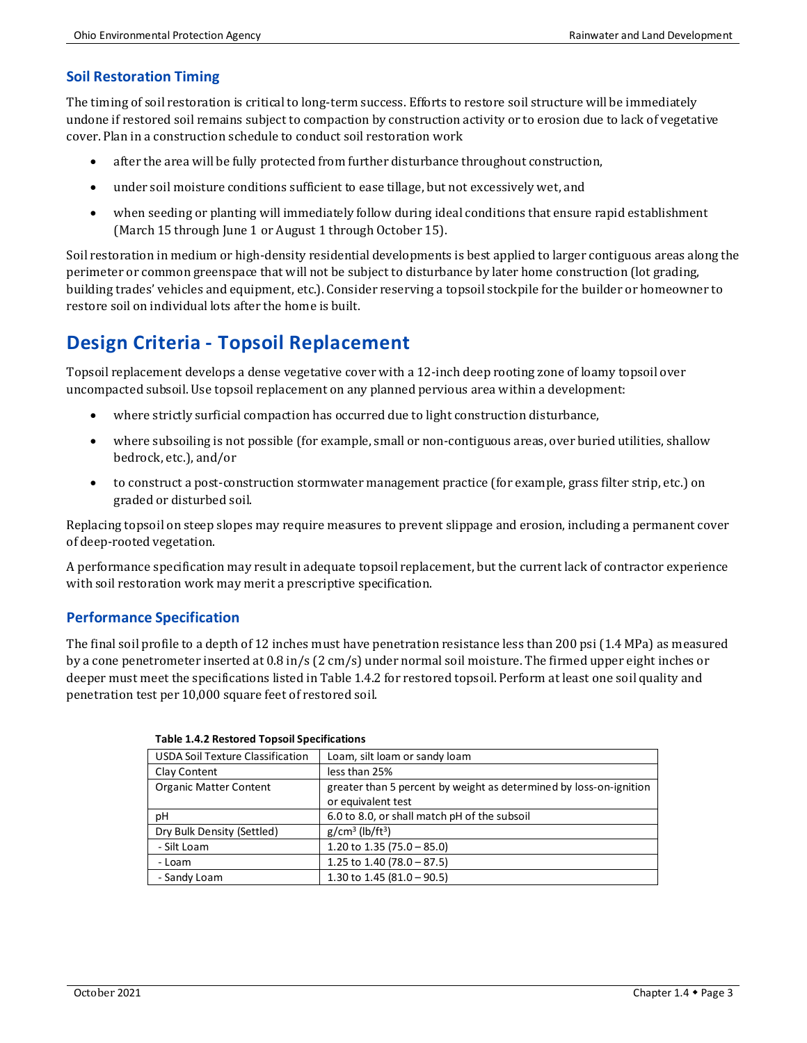### Soil Restoration Timing

The timing of soil restoration is critical to long-term success. Efforts to restore soil structure will be immediately undone if restored soil remains subject to compaction by construction activity or to erosion due to lack of vegetative cover. Plan in a construction schedule to conduct soil restoration work

- after the area will be fully protected from further disturbance throughout construction,
- under soil moisture conditions sufficient to ease tillage, but not excessively wet, and
- when seeding or planting will immediately follow during ideal conditions that ensure rapid establishment (March 15 through June 1 or August 1 through October 15).

Soil restoration in medium or high-density residential developments is best applied to larger contiguous areas along the perimeter or common greenspace that will not be subject to disturbance by later home construction (lot grading, building trades' vehicles and equipment, etc.). Consider reserving a topsoil stockpile for the builder or homeowner to restore soil on individual lots after the home is built.

## Design Criteria - Topsoil Replacement

Topsoil replacement develops a dense vegetative cover with a 12-inch deep rooting zone of loamy topsoil over uncompacted subsoil. Use topsoil replacement on any planned pervious area within a development:

- where strictly surficial compaction has occurred due to light construction disturbance,
- where subsoiling is not possible (for example, small or non-contiguous areas, over buried utilities, shallow bedrock, etc.), and/or
- to construct a post-construction stormwater management practice (for example, grass filter strip, etc.) on graded or disturbed soil.

Replacing topsoil on steep slopes may require measures to prevent slippage and erosion, including a permanent cover of deep-rooted vegetation.

A performance specification may result in adequate topsoil replacement, but the current lack of contractor experience with soil restoration work may merit a prescriptive specification.

### Performance Specification

The final soil profile to a depth of 12 inches must have penetration resistance less than 200 psi (1.4 MPa) as measured by a cone penetrometer inserted at 0.8 in/s (2 cm/s) under normal soil moisture. The firmed upper eight inches or deeper must meet the specifications listed in Table 1.4.2 for restored topsoil. Perform at least one soil quality and penetration test per 10,000 square feet of restored soil.

**Table 1.4.2 Restored Topsoil Specifications**

| | |
|---|---|
| USDA Soil Texture Classification | Loam, silt loam or sandy loam |
| Clay Content | less than 25% |
| Organic Matter Content | greater than 5 percent by weight as determined by loss-on-ignition or equivalent test |
| pH | 6.0 to 8.0, or shall match pH of the subsoil |
| Dry Bulk Density (Settled) | $g/cm^3$ ($lb/ft^3$) |
| - Silt Loam | 1.20 to 1.35 (75.0 – 85.0) |
| - Loam | 1.25 to 1.40 (78.0 – 87.5) |
| - Sandy Loam | 1.30 to 1.45 (81.0 – 90.5) |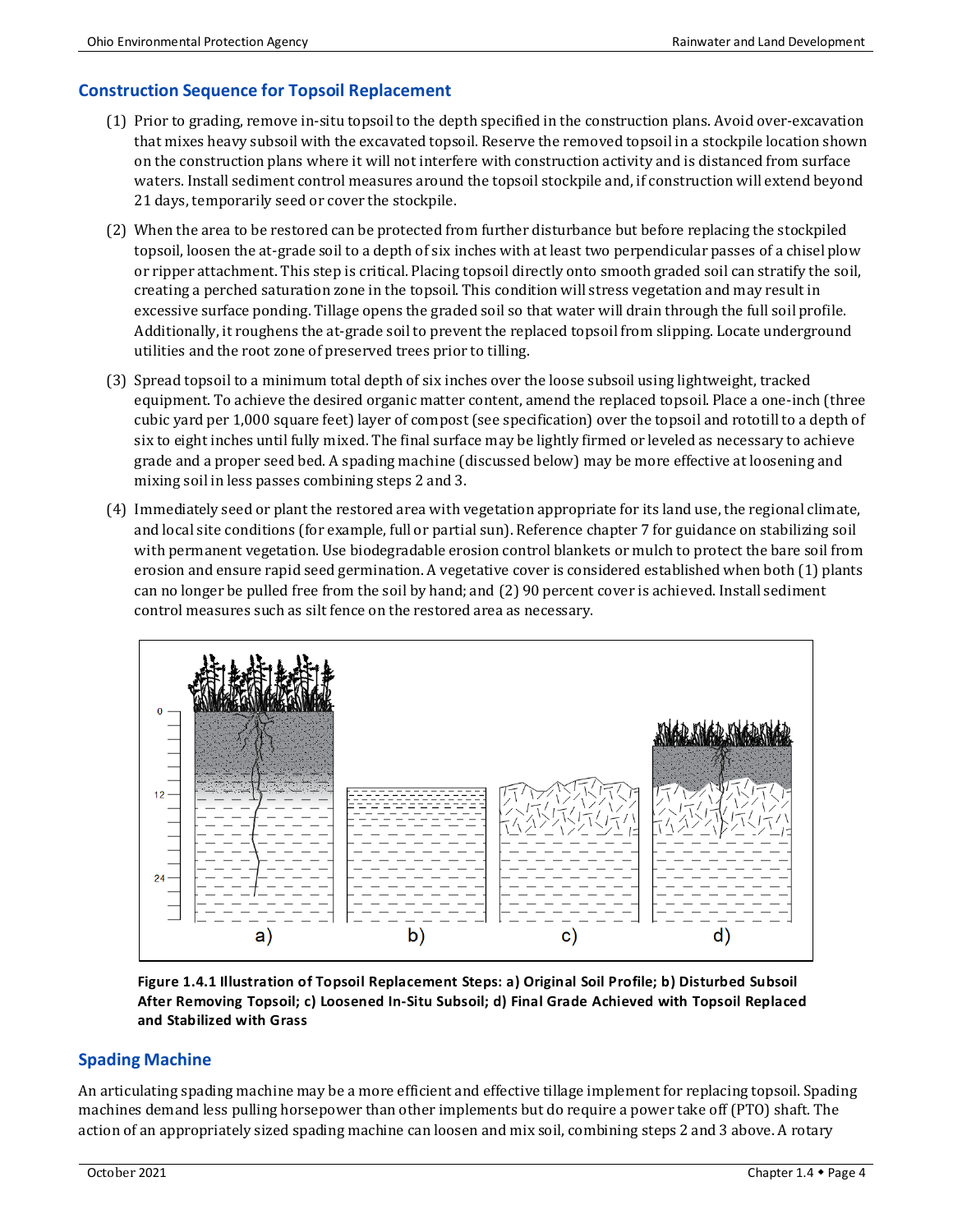## Construction Sequence for Topsoil Replacement

(1) Prior to grading, remove in-situ topsoil to the depth specified in the construction plans. Avoid over-excavation that mixes heavy subsoil with the excavated topsoil. Reserve the removed topsoil in a stockpile location shown on the construction plans where it will not interfere with construction activity and is distanced from surface waters. Install sediment control measures around the topsoil stockpile and, if construction will extend beyond 21 days, temporarily seed or cover the stockpile.

(2) When the area to be restored can be protected from further disturbance but before replacing the stockpiled topsoil, loosen the at-grade soil to a depth of six inches with at least two perpendicular passes of a chisel plow or ripper attachment. This step is critical. Placing topsoil directly onto smooth graded soil can stratify the soil, creating a perched saturation zone in the topsoil. This condition will stress vegetation and may result in excessive surface ponding. Tillage opens the graded soil so that water will drain through the full soil profile. Additionally, it roughens the at-grade soil to prevent the replaced topsoil from slipping. Locate underground utilities and the root zone of preserved trees prior to tilling.

(3) Spread topsoil to a minimum total depth of six inches over the loose subsoil using lightweight, tracked equipment. To achieve the desired organic matter content, amend the replaced topsoil. Place a one-inch (three cubic yard per 1,000 square feet) layer of compost (see specification) over the topsoil and rototill to a depth of six to eight inches until fully mixed. The final surface may be lightly firmed or leveled as necessary to achieve grade and a proper seed bed. A spading machine (discussed below) may be more effective at loosening and mixing soil in less passes combining steps 2 and 3.

(4) Immediately seed or plant the restored area with vegetation appropriate for its land use, the regional climate, and local site conditions (for example, full or partial sun). Reference chapter 7 for guidance on stabilizing soil with permanent vegetation. Use biodegradable erosion control blankets or mulch to protect the bare soil from erosion and ensure rapid seed germination. A vegetative cover is considered established when both (1) plants can no longer be pulled free from the soil by hand; and (2) 90 percent cover is achieved. Install sediment control measures such as silt fence on the restored area as necessary.

**Figure 1.4.1 Illustration of Topsoil Replacement Steps: a) Original Soil Profile; b) Disturbed Subsoil After Removing Topsoil; c) Loosened In-Situ Subsoil; d) Final Grade Achieved with Topsoil Replaced and Stabilized with Grass**

## Spading Machine

An articulating spading machine may be a more efficient and effective tillage implement for replacing topsoil. Spading machines demand less pulling horsepower than other implements but do require a power take off (PTO) shaft. The action of an appropriately sized spading machine can loosen and mix soil, combining steps 2 and 3 above. A rotary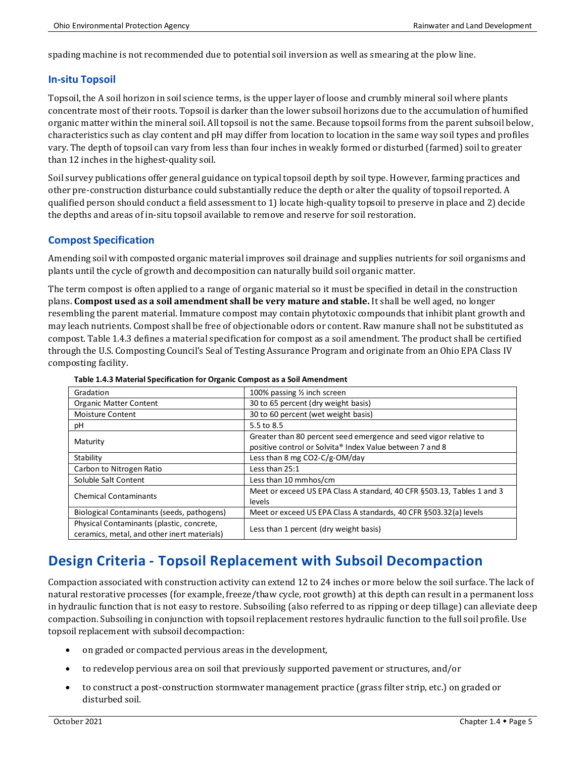spading machine is not recommended due to potential soil inversion as well as smearing at the plow line.

### In-situ Topsoil

Topsoil, the A soil horizon in soil science terms, is the upper layer of loose and crumbly mineral soil where plants concentrate most of their roots. Topsoil is darker than the lower subsoil horizons due to the accumulation of humified organic matter within the mineral soil. All topsoil is not the same. Because topsoil forms from the parent subsoil below, characteristics such as clay content and pH may differ from location to location in the same way soil types and profiles vary. The depth of topsoil can vary from less than four inches in weakly formed or disturbed (farmed) soil to greater than 12 inches in the highest-quality soil.

Soil survey publications offer general guidance on typical topsoil depth by soil type. However, farming practices and other pre-construction disturbance could substantially reduce the depth or alter the quality of topsoil reported. A qualified person should conduct a field assessment to 1) locate high-quality topsoil to preserve in place and 2) decide the depths and areas of in-situ topsoil available to remove and reserve for soil restoration.

### Compost Specification

Amending soil with composted organic material improves soil drainage and supplies nutrients for soil organisms and plants until the cycle of growth and decomposition can naturally build soil organic matter.

The term compost is often applied to a range of organic material so it must be specified in detail in the construction plans. **Compost used as a soil amendment shall be very mature and stable.** It shall be well aged, no longer resembling the parent material. Immature compost may contain phytotoxic compounds that inhibit plant growth and may leach nutrients. Compost shall be free of objectionable odors or content. Raw manure shall not be substituted as compost. Table 1.4.3 defines a material specification for compost as a soil amendment. The product shall be certified through the U.S. Composting Council's Seal of Testing Assurance Program and originate from an Ohio EPA Class IV composting facility.

**Table 1.4.3 Material Specification for Organic Compost as a Soil Amendment**

| | |
|---|---|
| Gradation | 100% passing ½ inch screen |
| Organic Matter Content | 30 to 65 percent (dry weight basis) |
| Moisture Content | 30 to 60 percent (wet weight basis) |
| pH | 5.5 to 8.5 |
| Maturity | Greater than 80 percent seed emergence and seed vigor relative to positive control or Solvita® Index Value between 7 and 8 |
| Stability | Less than 8 mg $CO_2$-C/g-OM/day |
| Carbon to Nitrogen Ratio | Less than 25:1 |
| Soluble Salt Content | Less than 10 mmhos/cm |
| Chemical Contaminants | Meet or exceed US EPA Class A standard, 40 CFR §503.13, Tables 1 and 3 levels |
| Biological Contaminants (seeds, pathogens) | Meet or exceed US EPA Class A standards, 40 CFR §503.32(a) levels |
| Physical Contaminants (plastic, concrete, ceramics, metal, and other inert materials) | Less than 1 percent (dry weight basis) |

## Design Criteria - Topsoil Replacement with Subsoil Decompaction

Compaction associated with construction activity can extend 12 to 24 inches or more below the soil surface. The lack of natural restorative processes (for example, freeze/thaw cycle, root growth) at this depth can result in a permanent loss in hydraulic function that is not easy to restore. Subsoiling (also referred to as ripping or deep tillage) can alleviate deep compaction. Subsoiling in conjunction with topsoil replacement restores hydraulic function to the full soil profile. Use topsoil replacement with subsoil decompaction:

- on graded or compacted pervious areas in the development,
- to redevelop pervious area on soil that previously supported pavement or structures, and/or
- to construct a post-construction stormwater management practice (grass filter strip, etc.) on graded or disturbed soil.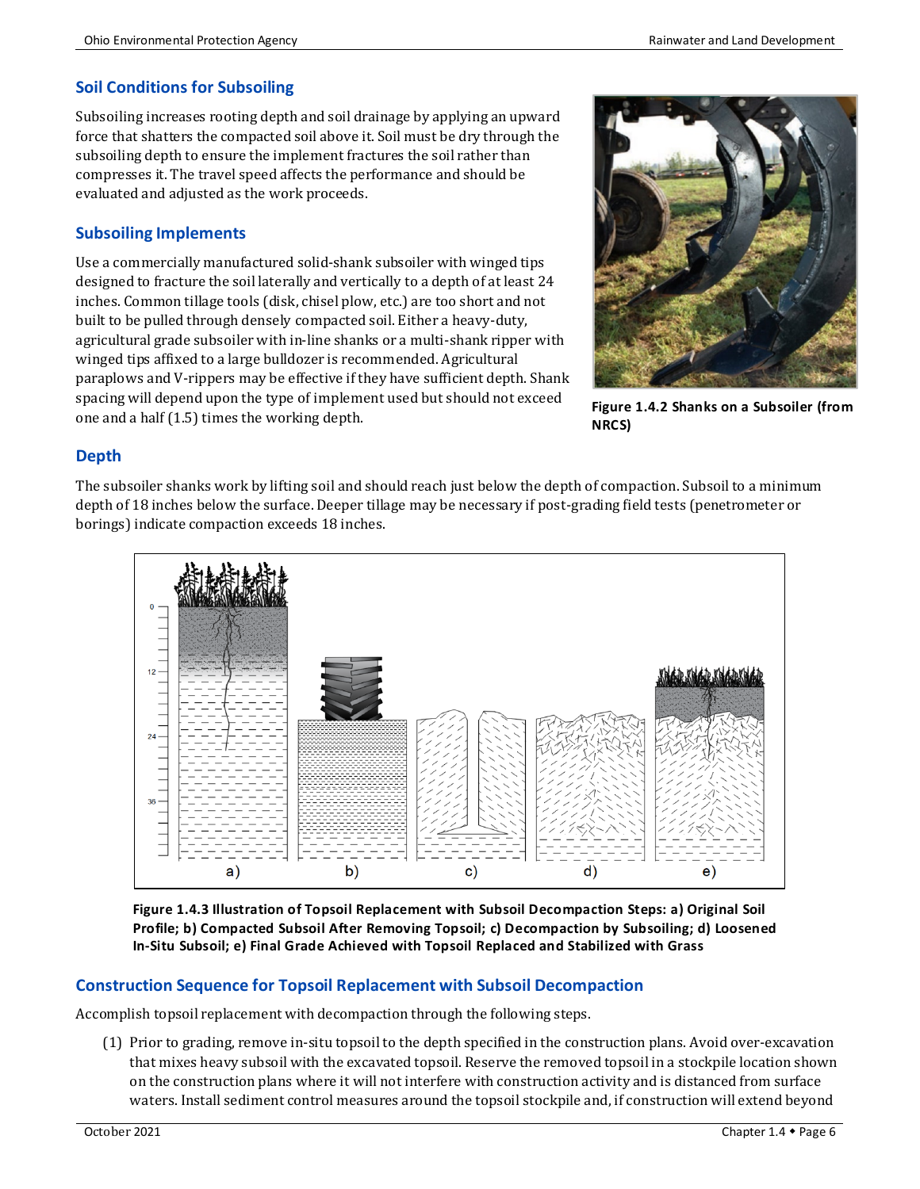## Soil Conditions for Subsoiling

Subsoiling increases rooting depth and soil drainage by applying an upward force that shatters the compacted soil above it. Soil must be dry through the subsoiling depth to ensure the implement fractures the soil rather than compresses it. The travel speed affects the performance and should be evaluated and adjusted as the work proceeds.

## Subsoiling Implements

Use a commercially manufactured solid-shank subsoiler with winged tips designed to fracture the soil laterally and vertically to a depth of at least 24 inches. Common tillage tools (disk, chisel plow, etc.) are too short and not built to be pulled through densely compacted soil. Either a heavy-duty, agricultural grade subsoiler with in-line shanks or a multi-shank ripper with winged tips affixed to a large bulldozer is recommended. Agricultural paraplows and V-rippers may be effective if they have sufficient depth. Shank spacing will depend upon the type of implement used but should not exceed one and a half (1.5) times the working depth.

**Figure 1.4.2 Shanks on a Subsoiler (from NRCS)**

## Depth

The subsoiler shanks work by lifting soil and should reach just below the depth of compaction. Subsoil to a minimum depth of 18 inches below the surface. Deeper tillage may be necessary if post-grading field tests (penetrometer or borings) indicate compaction exceeds 18 inches.

**Figure 1.4.3 Illustration of Topsoil Replacement with Subsoil Decompaction Steps: a) Original Soil Profile; b) Compacted Subsoil After Removing Topsoil; c) Decompaction by Subsoiling; d) Loosened In-Situ Subsoil; e) Final Grade Achieved with Topsoil Replaced and Stabilized with Grass**

## Construction Sequence for Topsoil Replacement with Subsoil Decompaction

Accomplish topsoil replacement with decompaction through the following steps.

(1) Prior to grading, remove in-situ topsoil to the depth specified in the construction plans. Avoid over-excavation that mixes heavy subsoil with the excavated topsoil. Reserve the removed topsoil in a stockpile location shown on the construction plans where it will not interfere with construction activity and is distanced from surface waters. Install sediment control measures around the topsoil stockpile and, if construction will extend beyond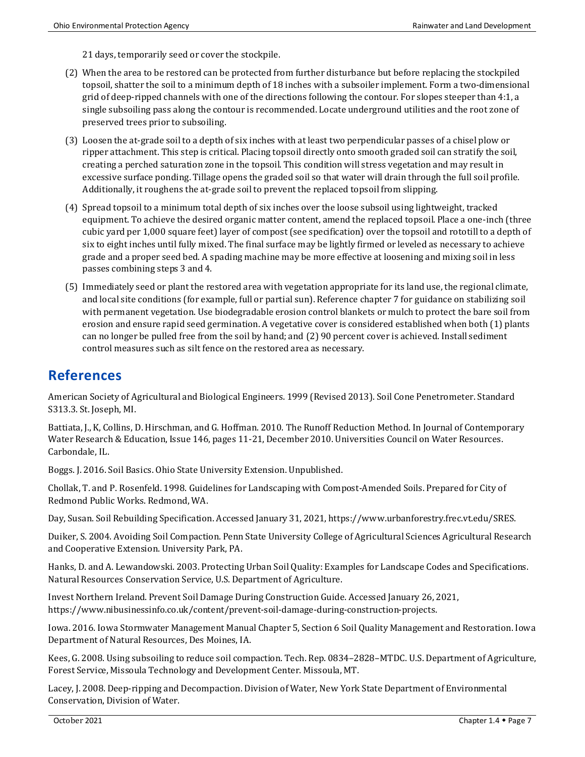21 days, temporarily seed or cover the stockpile.

(2) When the area to be restored can be protected from further disturbance but before replacing the stockpiled topsoil, shatter the soil to a minimum depth of 18 inches with a subsoiler implement. Form a two-dimensional grid of deep-ripped channels with one of the directions following the contour. For slopes steeper than 4:1, a single subsoiling pass along the contour is recommended. Locate underground utilities and the root zone of preserved trees prior to subsoiling.

(3) Loosen the at-grade soil to a depth of six inches with at least two perpendicular passes of a chisel plow or ripper attachment. This step is critical. Placing topsoil directly onto smooth graded soil can stratify the soil, creating a perched saturation zone in the topsoil. This condition will stress vegetation and may result in excessive surface ponding. Tillage opens the graded soil so that water will drain through the full soil profile. Additionally, it roughens the at-grade soil to prevent the replaced topsoil from slipping.

(4) Spread topsoil to a minimum total depth of six inches over the loose subsoil using lightweight, tracked equipment. To achieve the desired organic matter content, amend the replaced topsoil. Place a one-inch (three cubic yard per 1,000 square feet) layer of compost (see specification) over the topsoil and rototill to a depth of six to eight inches until fully mixed. The final surface may be lightly firmed or leveled as necessary to achieve grade and a proper seed bed. A spading machine may be more effective at loosening and mixing soil in less passes combining steps 3 and 4.

(5) Immediately seed or plant the restored area with vegetation appropriate for its land use, the regional climate, and local site conditions (for example, full or partial sun). Reference chapter 7 for guidance on stabilizing soil with permanent vegetation. Use biodegradable erosion control blankets or mulch to protect the bare soil from erosion and ensure rapid seed germination. A vegetative cover is considered established when both (1) plants can no longer be pulled free from the soil by hand; and (2) 90 percent cover is achieved. Install sediment control measures such as silt fence on the restored area as necessary.

## References

American Society of Agricultural and Biological Engineers. 1999 (Revised 2013). Soil Cone Penetrometer. Standard S313.3. St. Joseph, MI.

Battiata, J., K, Collins, D. Hirschman, and G. Hoffman. 2010. The Runoff Reduction Method. In Journal of Contemporary Water Research & Education, Issue 146, pages 11-21, December 2010. Universities Council on Water Resources. Carbondale, IL.

Boggs. J. 2016. Soil Basics. Ohio State University Extension. Unpublished.

Chollak, T. and P. Rosenfeld. 1998. Guidelines for Landscaping with Compost-Amended Soils. Prepared for City of Redmond Public Works. Redmond, WA.

Day, Susan. Soil Rebuilding Specification. Accessed January 31, 2021, https://www.urbanforestry.frec.vt.edu/SRES.

Duiker, S. 2004. Avoiding Soil Compaction. Penn State University College of Agricultural Sciences Agricultural Research and Cooperative Extension. University Park, PA.

Hanks, D. and A. Lewandowski. 2003. Protecting Urban Soil Quality: Examples for Landscape Codes and Specifications. Natural Resources Conservation Service, U.S. Department of Agriculture.

Invest Northern Ireland. Prevent Soil Damage During Construction Guide. Accessed January 26, 2021, https://www.nibusinessinfo.co.uk/content/prevent-soil-damage-during-construction-projects.

Iowa. 2016. Iowa Stormwater Management Manual Chapter 5, Section 6 Soil Quality Management and Restoration. Iowa Department of Natural Resources, Des Moines, IA.

Kees, G. 2008. Using subsoiling to reduce soil compaction. Tech. Rep. 0834–2828–MTDC. U.S. Department of Agriculture, Forest Service, Missoula Technology and Development Center. Missoula, MT.

Lacey, J. 2008. Deep-ripping and Decompaction. Division of Water, New York State Department of Environmental Conservation, Division of Water.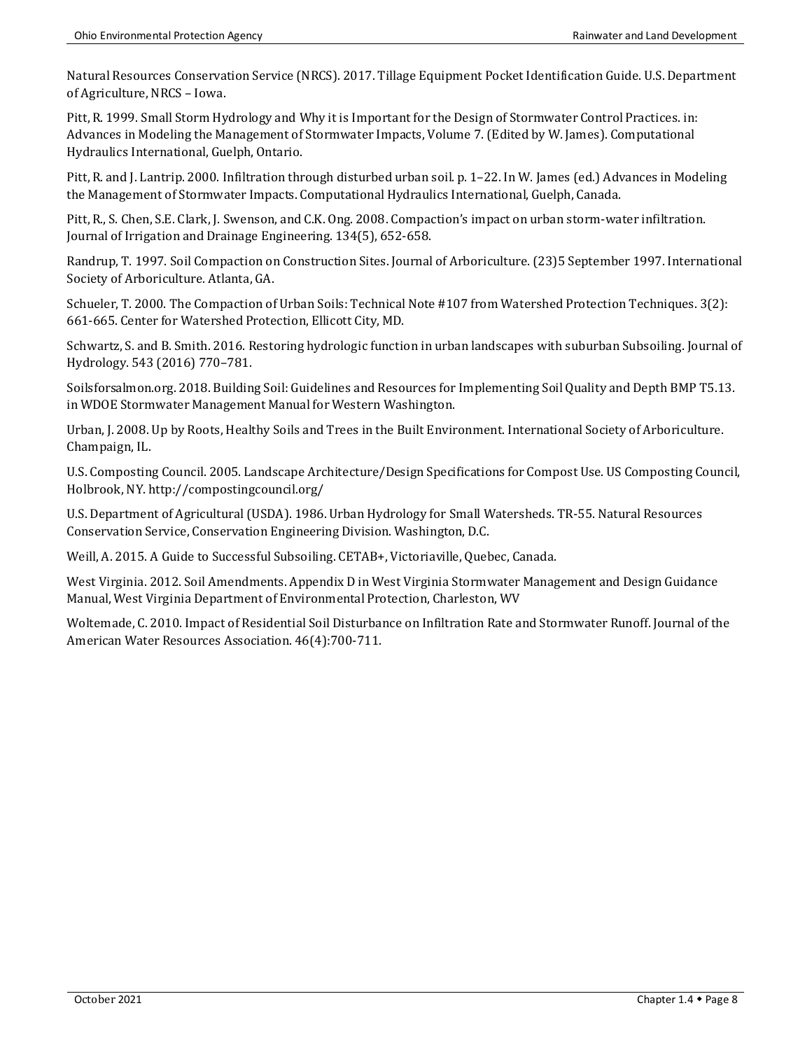Natural Resources Conservation Service (NRCS). 2017. Tillage Equipment Pocket Identification Guide. U.S. Department of Agriculture, NRCS – Iowa.

Pitt, R. 1999. Small Storm Hydrology and Why it is Important for the Design of Stormwater Control Practices. in: Advances in Modeling the Management of Stormwater Impacts, Volume 7. (Edited by W. James). Computational Hydraulics International, Guelph, Ontario.

Pitt, R. and J. Lantrip. 2000. Infiltration through disturbed urban soil. p. 1–22. In W. James (ed.) Advances in Modeling the Management of Stormwater Impacts. Computational Hydraulics International, Guelph, Canada.

Pitt, R., S. Chen, S.E. Clark, J. Swenson, and C.K. Ong. 2008. Compaction's impact on urban storm-water infiltration. Journal of Irrigation and Drainage Engineering. 134(5), 652-658.

Randrup, T. 1997. Soil Compaction on Construction Sites. Journal of Arboriculture. (23)5 September 1997. International Society of Arboriculture. Atlanta, GA.

Schueler, T. 2000. The Compaction of Urban Soils: Technical Note #107 from Watershed Protection Techniques. 3(2): 661-665. Center for Watershed Protection, Ellicott City, MD.

Schwartz, S. and B. Smith. 2016. Restoring hydrologic function in urban landscapes with suburban Subsoiling. Journal of Hydrology. 543 (2016) 770–781.

Soilsforsalmon.org. 2018. Building Soil: Guidelines and Resources for Implementing Soil Quality and Depth BMP T5.13. in WDOE Stormwater Management Manual for Western Washington.

Urban, J. 2008. Up by Roots, Healthy Soils and Trees in the Built Environment. International Society of Arboriculture. Champaign, IL.

U.S. Composting Council. 2005. Landscape Architecture/Design Specifications for Compost Use. US Composting Council, Holbrook, NY. http://compostingcouncil.org/

U.S. Department of Agricultural (USDA). 1986. Urban Hydrology for Small Watersheds. TR-55. Natural Resources Conservation Service, Conservation Engineering Division. Washington, D.C.

Weill, A. 2015. A Guide to Successful Subsoiling. CETAB+, Victoriaville, Quebec, Canada.

West Virginia. 2012. Soil Amendments. Appendix D in West Virginia Stormwater Management and Design Guidance Manual, West Virginia Department of Environmental Protection, Charleston, WV

Woltemade, C. 2010. Impact of Residential Soil Disturbance on Infiltration Rate and Stormwater Runoff. Journal of the American Water Resources Association. 46(4):700-711.